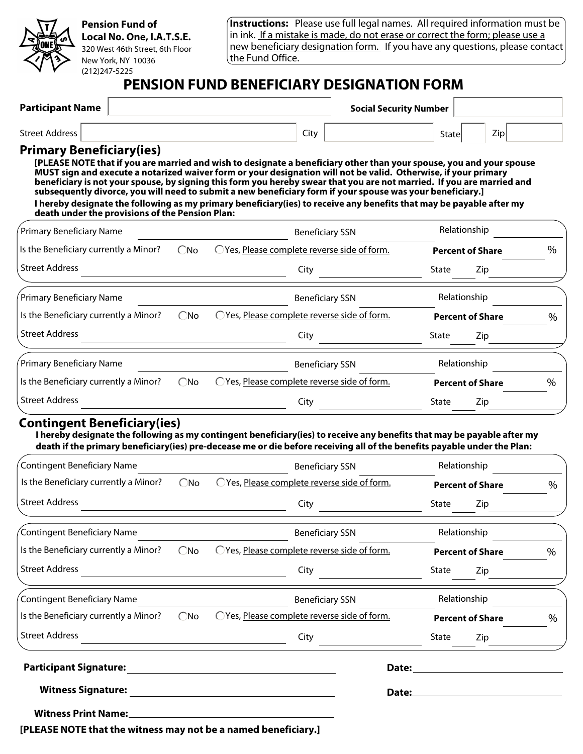**Pension Fund of Local No. One, I.A.T.S.E.**
320 West 46th Street, 6th Floor
New York, NY 10036
(212)247-5225

**Instructions:** Please use full legal names. All required information must be in ink. If a mistake is made, do not erase or correct the form; please use a new beneficiary designation form. If you have any questions, please contact the Fund Office.

# PENSION FUND BENEFICIARY DESIGNATION FORM

**Participant Name** ____________________ **Social Security Number** ____________________

Street Address ____________________ City ____________________ State ______ Zip ______

## Primary Beneficiary(ies)

**[PLEASE NOTE that if you are married and wish to designate a beneficiary other than your spouse, you and your spouse MUST sign and execute a notarized waiver form or your designation will not be valid. Otherwise, if your primary beneficiary is not your spouse, by signing this form you hereby swear that you are not married. If you are married and subsequently divorce, you will need to submit a new beneficiary form if your spouse was your beneficiary.]**

**I hereby designate the following as my primary beneficiary(ies) to receive any benefits that may be payable after my death under the provisions of the Pension Plan:**

Primary Beneficiary Name ____________________ Beneficiary SSN ____________________ Relationship ____________________
Is the Beneficiary currently a Minor? ◯ No ◯ Yes, Please complete reverse side of form. **Percent of Share** ______ %
Street Address ____________________ City ____________________ State ______ Zip ______

Primary Beneficiary Name ____________________ Beneficiary SSN ____________________ Relationship ____________________
Is the Beneficiary currently a Minor? ◯ No ◯ Yes, Please complete reverse side of form. **Percent of Share** ______ %
Street Address ____________________ City ____________________ State ______ Zip ______

Primary Beneficiary Name ____________________ Beneficiary SSN ____________________ Relationship ____________________
Is the Beneficiary currently a Minor? ◯ No ◯ Yes, Please complete reverse side of form. **Percent of Share** ______ %
Street Address ____________________ City ____________________ State ______ Zip ______

## Contingent Beneficiary(ies)

**I hereby designate the following as my contingent beneficiary(ies) to receive any benefits that may be payable after my death if the primary beneficiary(ies) pre-decease me or die before receiving all of the benefits payable under the Plan:**

Contingent Beneficiary Name ____________________ Beneficiary SSN ____________________ Relationship ____________________
Is the Beneficiary currently a Minor? ◯ No ◯ Yes, Please complete reverse side of form. **Percent of Share** ______ %
Street Address ____________________ City ____________________ State ______ Zip ______

Contingent Beneficiary Name ____________________ Beneficiary SSN ____________________ Relationship ____________________
Is the Beneficiary currently a Minor? ◯ No ◯ Yes, Please complete reverse side of form. **Percent of Share** ______ %
Street Address ____________________ City ____________________ State ______ Zip ______

Contingent Beneficiary Name ____________________ Beneficiary SSN ____________________ Relationship ____________________
Is the Beneficiary currently a Minor? ◯ No ◯ Yes, Please complete reverse side of form. **Percent of Share** ______ %
Street Address ____________________ City ____________________ State ______ Zip ______

**Participant Signature:** ____________________ **Date:** ____________________

**Witness Signature:** ____________________ **Date:** ____________________

**Witness Print Name:** ____________________

**[PLEASE NOTE that the witness may not be a named beneficiary.]**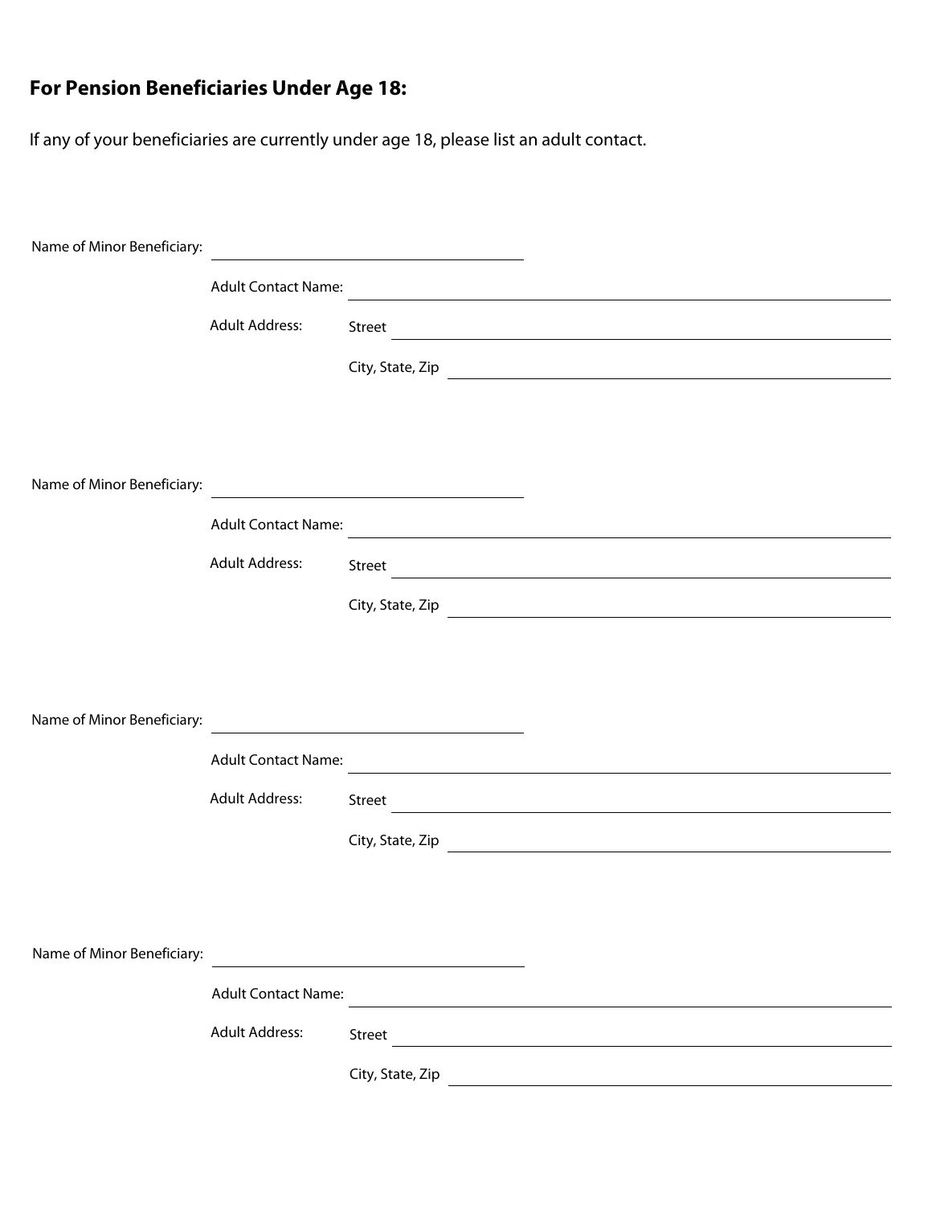**For Pension Beneficiaries Under Age 18:**

If any of your beneficiaries are currently under age 18, please list an adult contact.

Name of Minor Beneficiary: ______________________________

Adult Contact Name: ______________________________

Adult Address: Street ______________________________

City, State, Zip ______________________________

Name of Minor Beneficiary: ______________________________

Adult Contact Name: ______________________________

Adult Address: Street ______________________________

City, State, Zip ______________________________

Name of Minor Beneficiary: ______________________________

Adult Contact Name: ______________________________

Adult Address: Street ______________________________

City, State, Zip ______________________________

Name of Minor Beneficiary: ______________________________

Adult Contact Name: ______________________________

Adult Address: Street ______________________________

City, State, Zip ______________________________